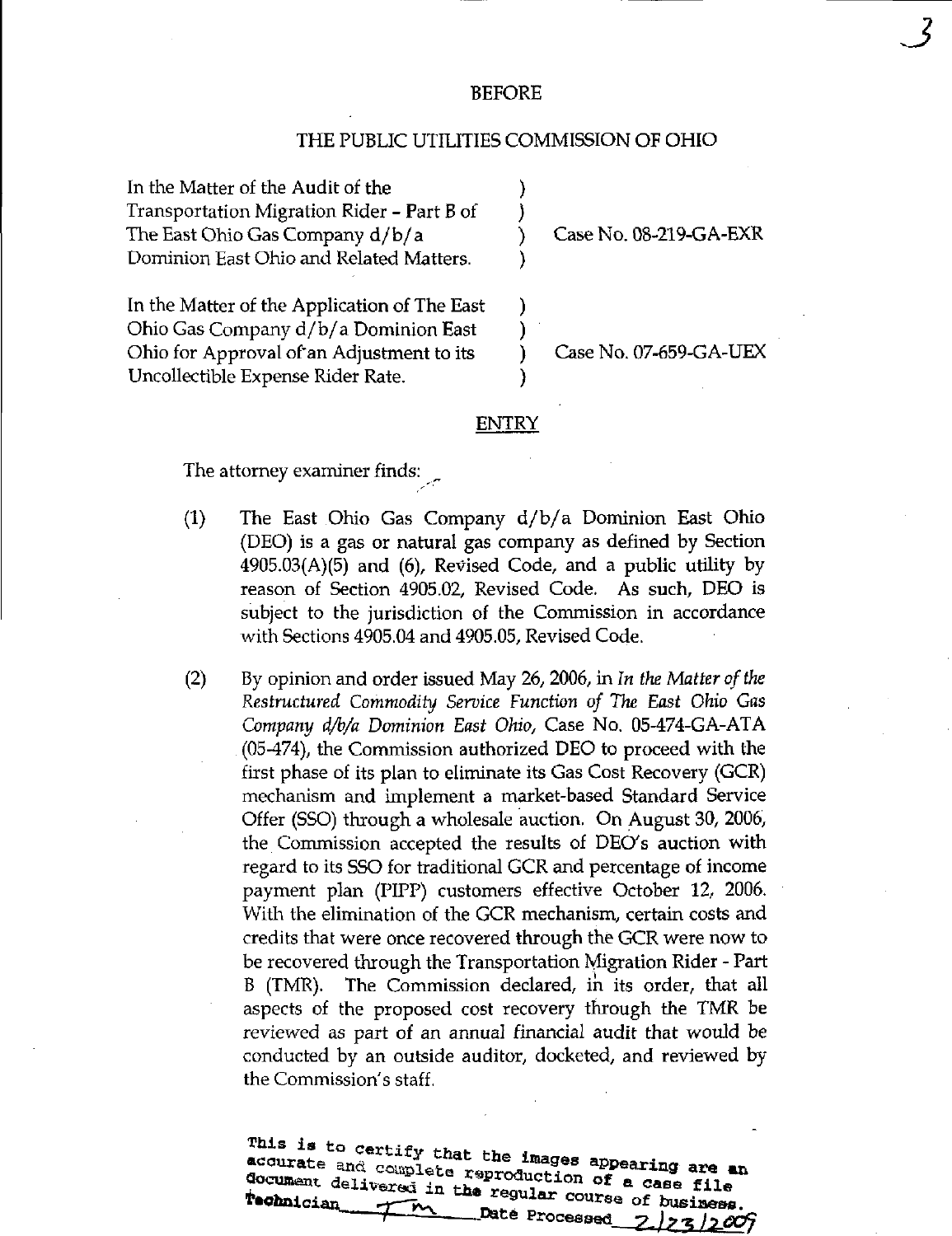## BEFORE

## THE PUBLIC UTILITIES COMMISSION OF OHIO

| | | |
|---|---|---|
| In the Matter of the Audit of the Transportation Migration Rider - Part B of The East Ohio Gas Company d/b/a Dominion East Ohio and Related Matters. | ) | Case No. 08-219-GA-EXR |
| In the Matter of the Application of The East Ohio Gas Company d/b/a Dominion East Ohio for Approval of an Adjustment to its Uncollectible Expense Rider Rate. | ) | Case No. 07-659-GA-UEX |

## ENTRY

The attorney examiner finds:

(1) The East Ohio Gas Company d/b/a Dominion East Ohio (DEO) is a gas or natural gas company as defined by Section 4905.03(A)(5) and (6), Revised Code, and a public utility by reason of Section 4905.02, Revised Code. As such, DEO is subject to the jurisdiction of the Commission in accordance with Sections 4905.04 and 4905.05, Revised Code.

(2) By opinion and order issued May 26, 2006, in *In the Matter of the Restructured Commodity Service Function of The East Ohio Gas Company d/b/a Dominion East Ohio*, Case No. 05-474-GA-ATA (05-474), the Commission authorized DEO to proceed with the first phase of its plan to eliminate its Gas Cost Recovery (GCR) mechanism and implement a market-based Standard Service Offer (SSO) through a wholesale auction. On August 30, 2006, the Commission accepted the results of DEO's auction with regard to its SSO for traditional GCR and percentage of income payment plan (PIPP) customers effective October 12, 2006. With the elimination of the GCR mechanism, certain costs and credits that were once recovered through the GCR were now to be recovered through the Transportation Migration Rider - Part B (TMR). The Commission declared, in its order, that all aspects of the proposed cost recovery through the TMR be reviewed as part of an annual financial audit that would be conducted by an outside auditor, docketed, and reviewed by the Commission's staff.

This is to certify that the images appearing are an accurate and complete reproduction of a case file document delivered in the regular course of business.
Technician TM Date Processed 2/23/2009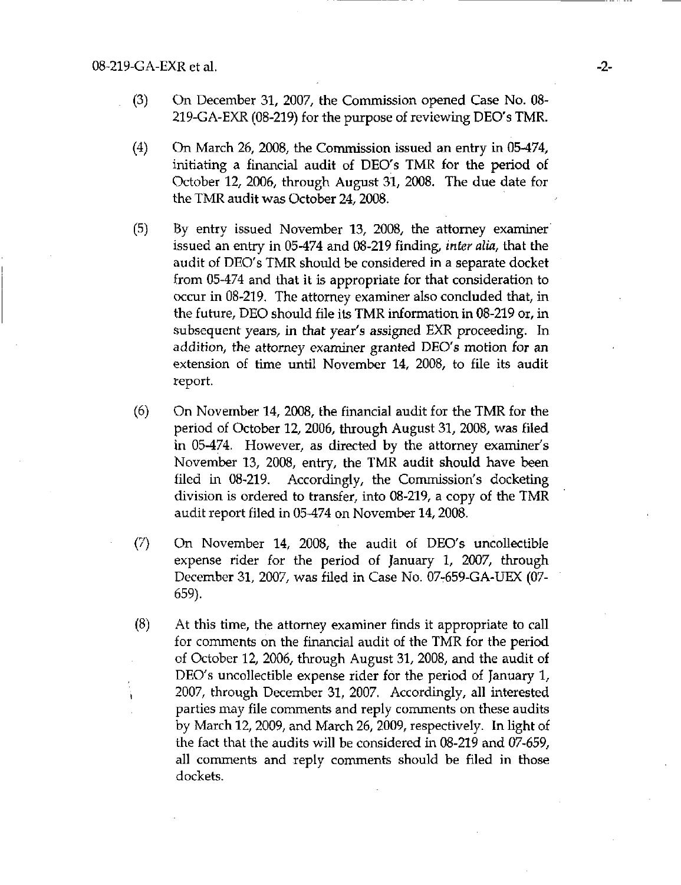(3) On December 31, 2007, the Commission opened Case No. 08-219-GA-EXR (08-219) for the purpose of reviewing DEO's TMR.

(4) On March 26, 2008, the Commission issued an entry in 05-474, initiating a financial audit of DEO's TMR for the period of October 12, 2006, through August 31, 2008. The due date for the TMR audit was October 24, 2008.

(5) By entry issued November 13, 2008, the attorney examiner issued an entry in 05-474 and 08-219 finding, *inter alia*, that the audit of DEO's TMR should be considered in a separate docket from 05-474 and that it is appropriate for that consideration to occur in 08-219. The attorney examiner also concluded that, in the future, DEO should file its TMR information in 08-219 or, in subsequent years, in that year's assigned EXR proceeding. In addition, the attorney examiner granted DEO's motion for an extension of time until November 14, 2008, to file its audit report.

(6) On November 14, 2008, the financial audit for the TMR for the period of October 12, 2006, through August 31, 2008, was filed in 05-474. However, as directed by the attorney examiner's November 13, 2008, entry, the TMR audit should have been filed in 08-219. Accordingly, the Commission's docketing division is ordered to transfer, into 08-219, a copy of the TMR audit report filed in 05-474 on November 14, 2008.

(7) On November 14, 2008, the audit of DEO's uncollectible expense rider for the period of January 1, 2007, through December 31, 2007, was filed in Case No. 07-659-GA-UEX (07-659).

(8) At this time, the attorney examiner finds it appropriate to call for comments on the financial audit of the TMR for the period of October 12, 2006, through August 31, 2008, and the audit of DEO's uncollectible expense rider for the period of January 1, 2007, through December 31, 2007. Accordingly, all interested parties may file comments and reply comments on these audits by March 12, 2009, and March 26, 2009, respectively. In light of the fact that the audits will be considered in 08-219 and 07-659, all comments and reply comments should be filed in those dockets.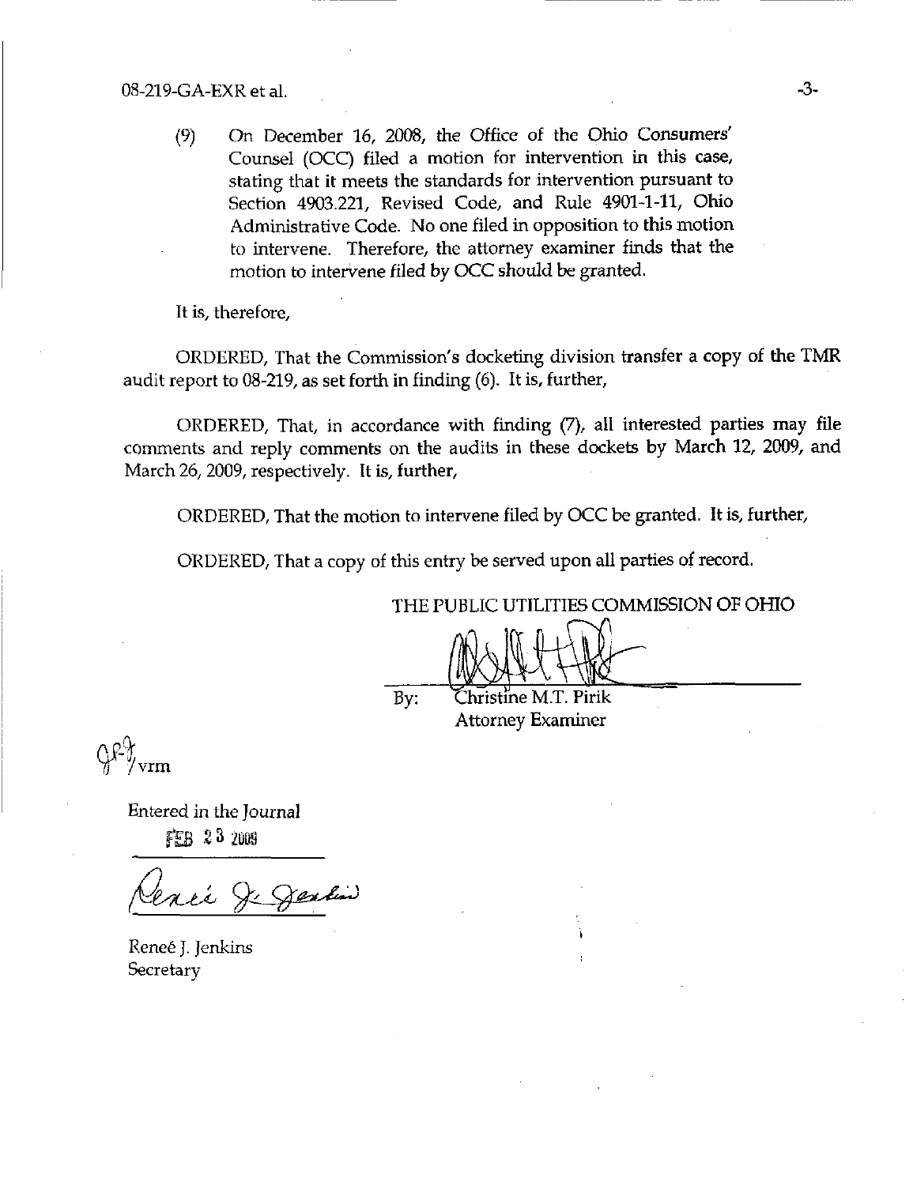(9) On December 16, 2008, the Office of the Ohio Consumers' Counsel (OCC) filed a motion for intervention in this case, stating that it meets the standards for intervention pursuant to Section 4903.221, Revised Code, and Rule 4901-1-11, Ohio Administrative Code. No one filed in opposition to this motion to intervene. Therefore, the attorney examiner finds that the motion to intervene filed by OCC should be granted.

It is, therefore,

ORDERED, That the Commission's docketing division transfer a copy of the TMR audit report to 08-219, as set forth in finding (6). It is, further,

ORDERED, That, in accordance with finding (7), all interested parties may file comments and reply comments on the audits in these dockets by March 12, 2009, and March 26, 2009, respectively. It is, further,

ORDERED, That the motion to intervene filed by OCC be granted. It is, further,

ORDERED, That a copy of this entry be served upon all parties of record.

THE PUBLIC UTILITIES COMMISSION OF OHIO

By: Christine M.T. Pirik
Attorney Examiner

GAP/vrm

Entered in the Journal
FEB 23 2009

Reneé J. Jenkins
Secretary